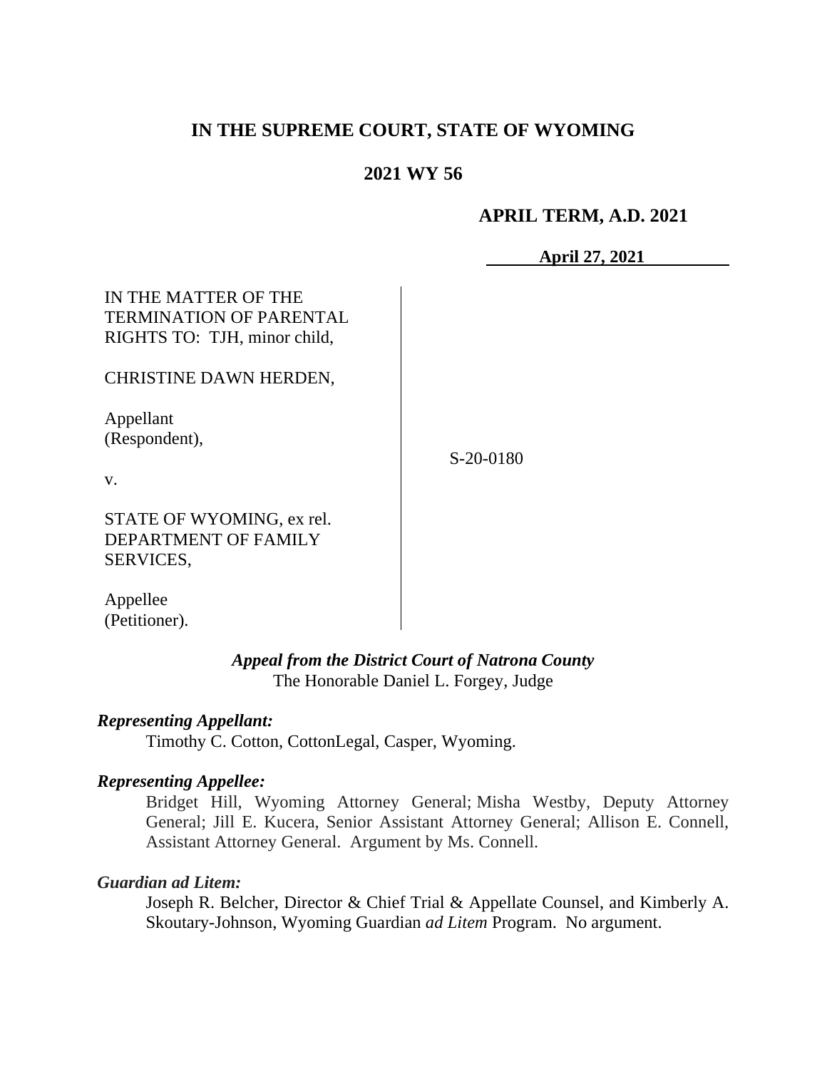# IN THE SUPREME COURT, STATE OF WYOMING

## 2021 WY 56

### APRIL TERM, A.D. 2021

**April 27, 2021**

| | |
|---|---|
| IN THE MATTER OF THE TERMINATION OF PARENTAL RIGHTS TO: TJH, minor child,<br><br>CHRISTINE DAWN HERDEN,<br><br>Appellant (Respondent),<br><br>v.<br><br>STATE OF WYOMING, ex rel. DEPARTMENT OF FAMILY SERVICES,<br><br>Appellee (Petitioner). | S-20-0180 |

***Appeal from the District Court of Natrona County***
The Honorable Daniel L. Forgey, Judge

***Representing Appellant:***

Timothy C. Cotton, CottonLegal, Casper, Wyoming.

***Representing Appellee:***

Bridget Hill, Wyoming Attorney General; Misha Westby, Deputy Attorney General; Jill E. Kucera, Senior Assistant Attorney General; Allison E. Connell, Assistant Attorney General. Argument by Ms. Connell.

***Guardian ad Litem:***

Joseph R. Belcher, Director & Chief Trial & Appellate Counsel, and Kimberly A. Skoutary-Johnson, Wyoming Guardian *ad Litem* Program. No argument.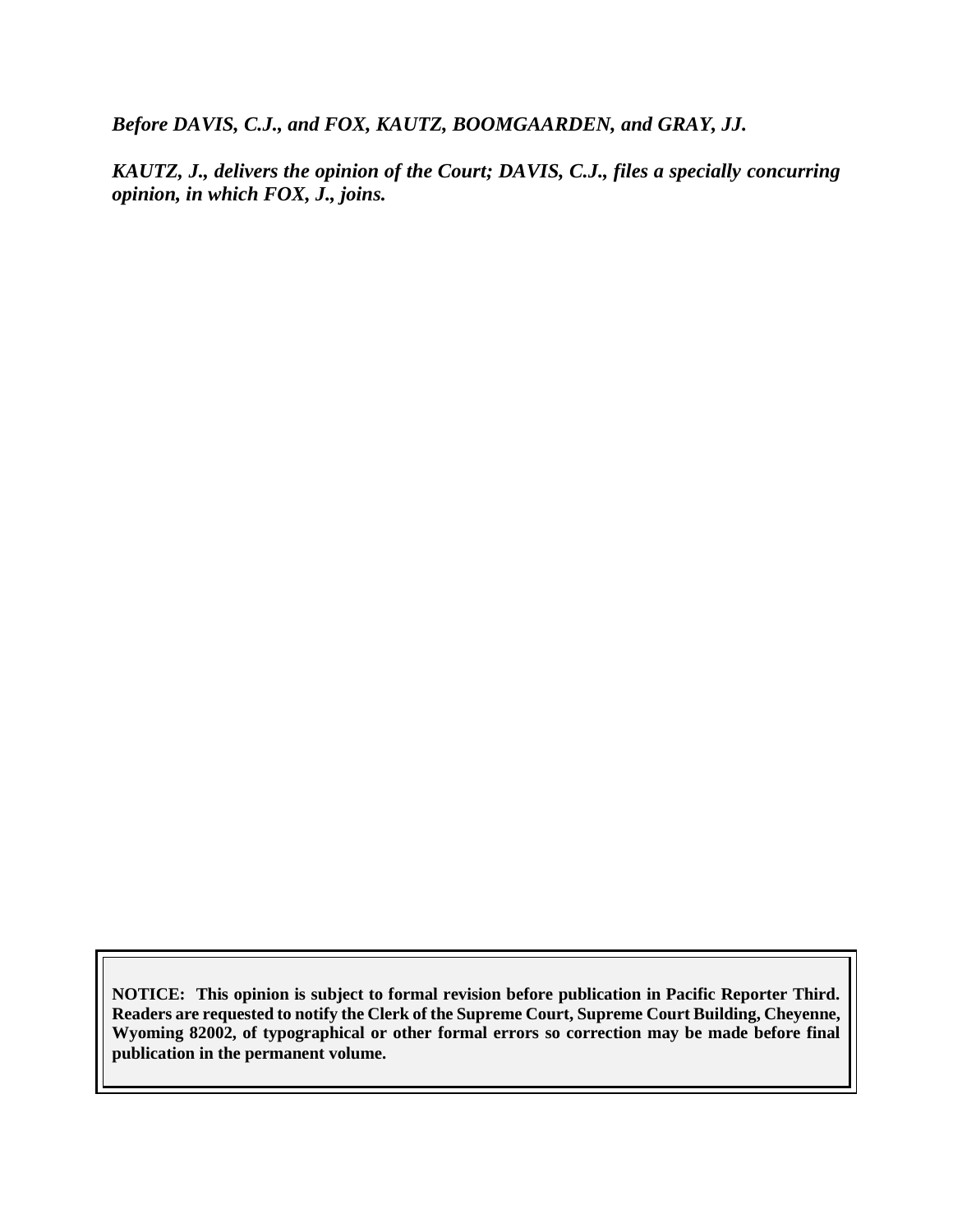***Before DAVIS, C.J., and FOX, KAUTZ, BOOMGAARDEN, and GRAY, JJ.***

***KAUTZ, J., delivers the opinion of the Court; DAVIS, C.J., files a specially concurring opinion, in which FOX, J., joins.***

**NOTICE: This opinion is subject to formal revision before publication in Pacific Reporter Third. Readers are requested to notify the Clerk of the Supreme Court, Supreme Court Building, Cheyenne, Wyoming 82002, of typographical or other formal errors so correction may be made before final publication in the permanent volume.**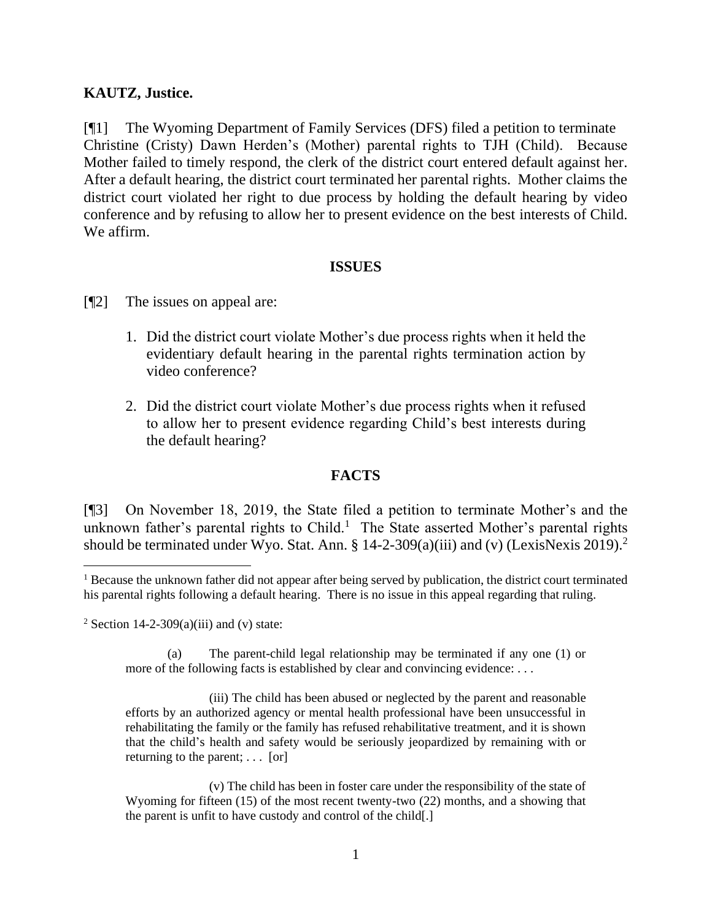**KAUTZ, Justice.**

[¶1] The Wyoming Department of Family Services (DFS) filed a petition to terminate Christine (Cristy) Dawn Herden's (Mother) parental rights to TJH (Child). Because Mother failed to timely respond, the clerk of the district court entered default against her. After a default hearing, the district court terminated her parental rights. Mother claims the district court violated her right to due process by holding the default hearing by video conference and by refusing to allow her to present evidence on the best interests of Child. We affirm.

## ISSUES

[¶2] The issues on appeal are:

1. Did the district court violate Mother's due process rights when it held the evidentiary default hearing in the parental rights termination action by video conference?

2. Did the district court violate Mother's due process rights when it refused to allow her to present evidence regarding Child's best interests during the default hearing?

## FACTS

[¶3] On November 18, 2019, the State filed a petition to terminate Mother's and the unknown father's parental rights to Child.[1] The State asserted Mother's parental rights should be terminated under Wyo. Stat. Ann. § 14-2-309(a)(iii) and (v) (LexisNexis 2019).[2]

---

[1] Because the unknown father did not appear after being served by publication, the district court terminated his parental rights following a default hearing. There is no issue in this appeal regarding that ruling.

[2] Section 14-2-309(a)(iii) and (v) state:

> (a) The parent-child legal relationship may be terminated if any one (1) or more of the following facts is established by clear and convincing evidence: . . .
>
> (iii) The child has been abused or neglected by the parent and reasonable efforts by an authorized agency or mental health professional have been unsuccessful in rehabilitating the family or the family has refused rehabilitative treatment, and it is shown that the child's health and safety would be seriously jeopardized by remaining with or returning to the parent; . . . [or]
>
> (v) The child has been in foster care under the responsibility of the state of Wyoming for fifteen (15) of the most recent twenty-two (22) months, and a showing that the parent is unfit to have custody and control of the child[.]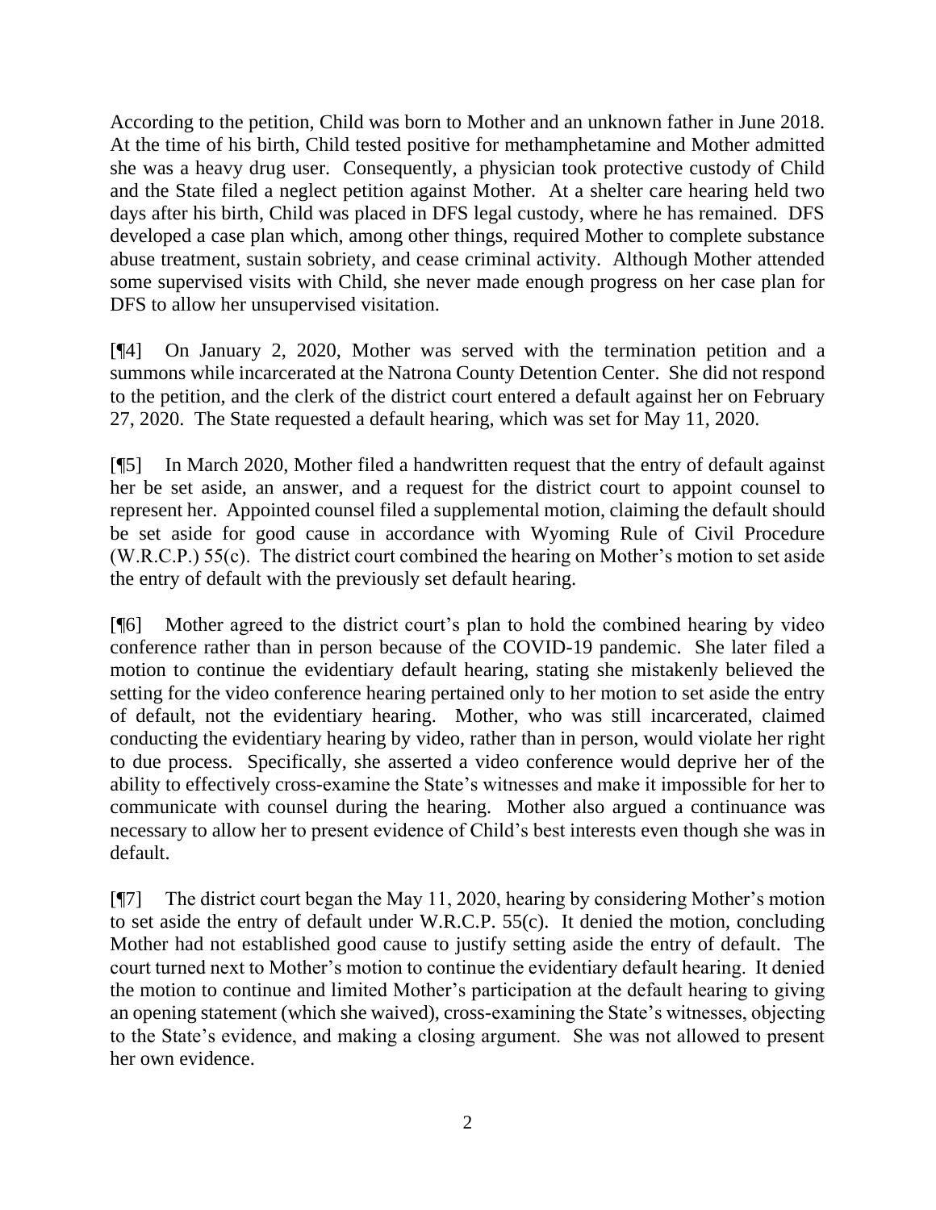According to the petition, Child was born to Mother and an unknown father in June 2018. At the time of his birth, Child tested positive for methamphetamine and Mother admitted she was a heavy drug user. Consequently, a physician took protective custody of Child and the State filed a neglect petition against Mother. At a shelter care hearing held two days after his birth, Child was placed in DFS legal custody, where he has remained. DFS developed a case plan which, among other things, required Mother to complete substance abuse treatment, sustain sobriety, and cease criminal activity. Although Mother attended some supervised visits with Child, she never made enough progress on her case plan for DFS to allow her unsupervised visitation.

[¶4] On January 2, 2020, Mother was served with the termination petition and a summons while incarcerated at the Natrona County Detention Center. She did not respond to the petition, and the clerk of the district court entered a default against her on February 27, 2020. The State requested a default hearing, which was set for May 11, 2020.

[¶5] In March 2020, Mother filed a handwritten request that the entry of default against her be set aside, an answer, and a request for the district court to appoint counsel to represent her. Appointed counsel filed a supplemental motion, claiming the default should be set aside for good cause in accordance with Wyoming Rule of Civil Procedure (W.R.C.P.) 55(c). The district court combined the hearing on Mother's motion to set aside the entry of default with the previously set default hearing.

[¶6] Mother agreed to the district court's plan to hold the combined hearing by video conference rather than in person because of the COVID-19 pandemic. She later filed a motion to continue the evidentiary default hearing, stating she mistakenly believed the setting for the video conference hearing pertained only to her motion to set aside the entry of default, not the evidentiary hearing. Mother, who was still incarcerated, claimed conducting the evidentiary hearing by video, rather than in person, would violate her right to due process. Specifically, she asserted a video conference would deprive her of the ability to effectively cross-examine the State's witnesses and make it impossible for her to communicate with counsel during the hearing. Mother also argued a continuance was necessary to allow her to present evidence of Child's best interests even though she was in default.

[¶7] The district court began the May 11, 2020, hearing by considering Mother's motion to set aside the entry of default under W.R.C.P. 55(c). It denied the motion, concluding Mother had not established good cause to justify setting aside the entry of default. The court turned next to Mother's motion to continue the evidentiary default hearing. It denied the motion to continue and limited Mother's participation at the default hearing to giving an opening statement (which she waived), cross-examining the State's witnesses, objecting to the State's evidence, and making a closing argument. She was not allowed to present her own evidence.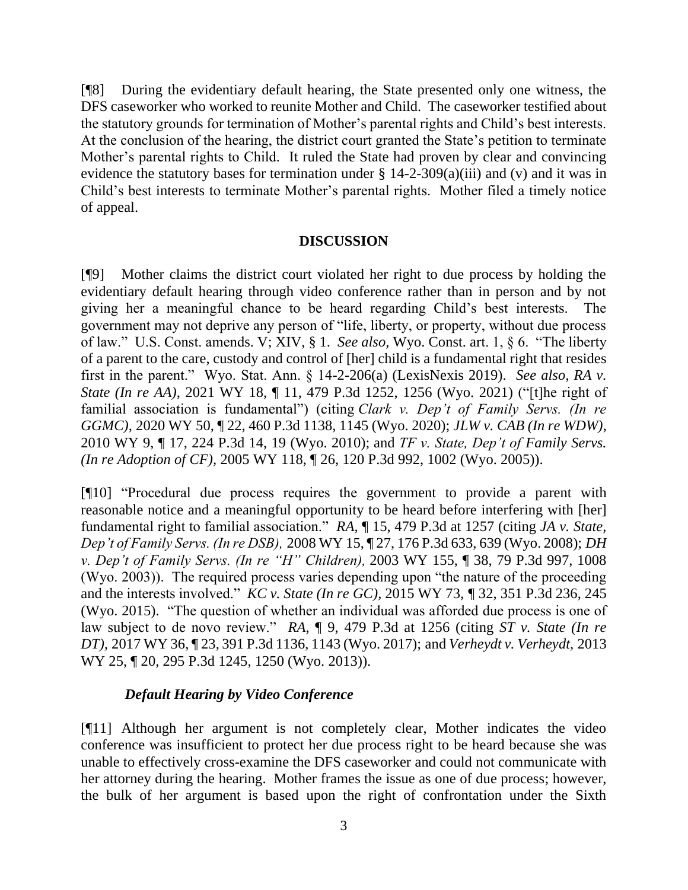[¶8] During the evidentiary default hearing, the State presented only one witness, the DFS caseworker who worked to reunite Mother and Child. The caseworker testified about the statutory grounds for termination of Mother's parental rights and Child's best interests. At the conclusion of the hearing, the district court granted the State's petition to terminate Mother's parental rights to Child. It ruled the State had proven by clear and convincing evidence the statutory bases for termination under § 14-2-309(a)(iii) and (v) and it was in Child's best interests to terminate Mother's parental rights. Mother filed a timely notice of appeal.

## DISCUSSION

[¶9] Mother claims the district court violated her right to due process by holding the evidentiary default hearing through video conference rather than in person and by not giving her a meaningful chance to be heard regarding Child's best interests. The government may not deprive any person of "life, liberty, or property, without due process of law." U.S. Const. amends. V; XIV, § 1. *See also,* Wyo. Const. art. 1, § 6. "The liberty of a parent to the care, custody and control of [her] child is a fundamental right that resides first in the parent." Wyo. Stat. Ann. § 14-2-206(a) (LexisNexis 2019). *See also*, *RA v. State (In re AA),* 2021 WY 18, ¶ 11, 479 P.3d 1252, 1256 (Wyo. 2021) ("[t]he right of familial association is fundamental") (citing *Clark v. Dep't of Family Servs. (In re GGMC),* 2020 WY 50, ¶ 22, 460 P.3d 1138, 1145 (Wyo. 2020); *JLW v. CAB (In re WDW)*, 2010 WY 9, ¶ 17, 224 P.3d 14, 19 (Wyo. 2010); and *TF v. State, Dep't of Family Servs. (In re Adoption of CF),* 2005 WY 118, ¶ 26, 120 P.3d 992, 1002 (Wyo. 2005)).

[¶10] "Procedural due process requires the government to provide a parent with reasonable notice and a meaningful opportunity to be heard before interfering with [her] fundamental right to familial association." *RA*, ¶ 15, 479 P.3d at 1257 (citing *JA v. State, Dep't of Family Servs. (In re DSB),* 2008 WY 15, ¶ 27, 176 P.3d 633, 639 (Wyo. 2008); *DH v. Dep't of Family Servs. (In re "H" Children),* 2003 WY 155, ¶ 38, 79 P.3d 997, 1008 (Wyo. 2003)). The required process varies depending upon "the nature of the proceeding and the interests involved." *KC v. State (In re GC),* 2015 WY 73, ¶ 32, 351 P.3d 236, 245 (Wyo. 2015). "The question of whether an individual was afforded due process is one of law subject to de novo review." *RA,* ¶ 9, 479 P.3d at 1256 (citing *ST v. State (In re DT),* 2017 WY 36, ¶ 23, 391 P.3d 1136, 1143 (Wyo. 2017); and *Verheydt v. Verheydt,* 2013 WY 25, ¶ 20, 295 P.3d 1245, 1250 (Wyo. 2013)).

### *Default Hearing by Video Conference*

[¶11] Although her argument is not completely clear, Mother indicates the video conference was insufficient to protect her due process right to be heard because she was unable to effectively cross-examine the DFS caseworker and could not communicate with her attorney during the hearing. Mother frames the issue as one of due process; however, the bulk of her argument is based upon the right of confrontation under the Sixth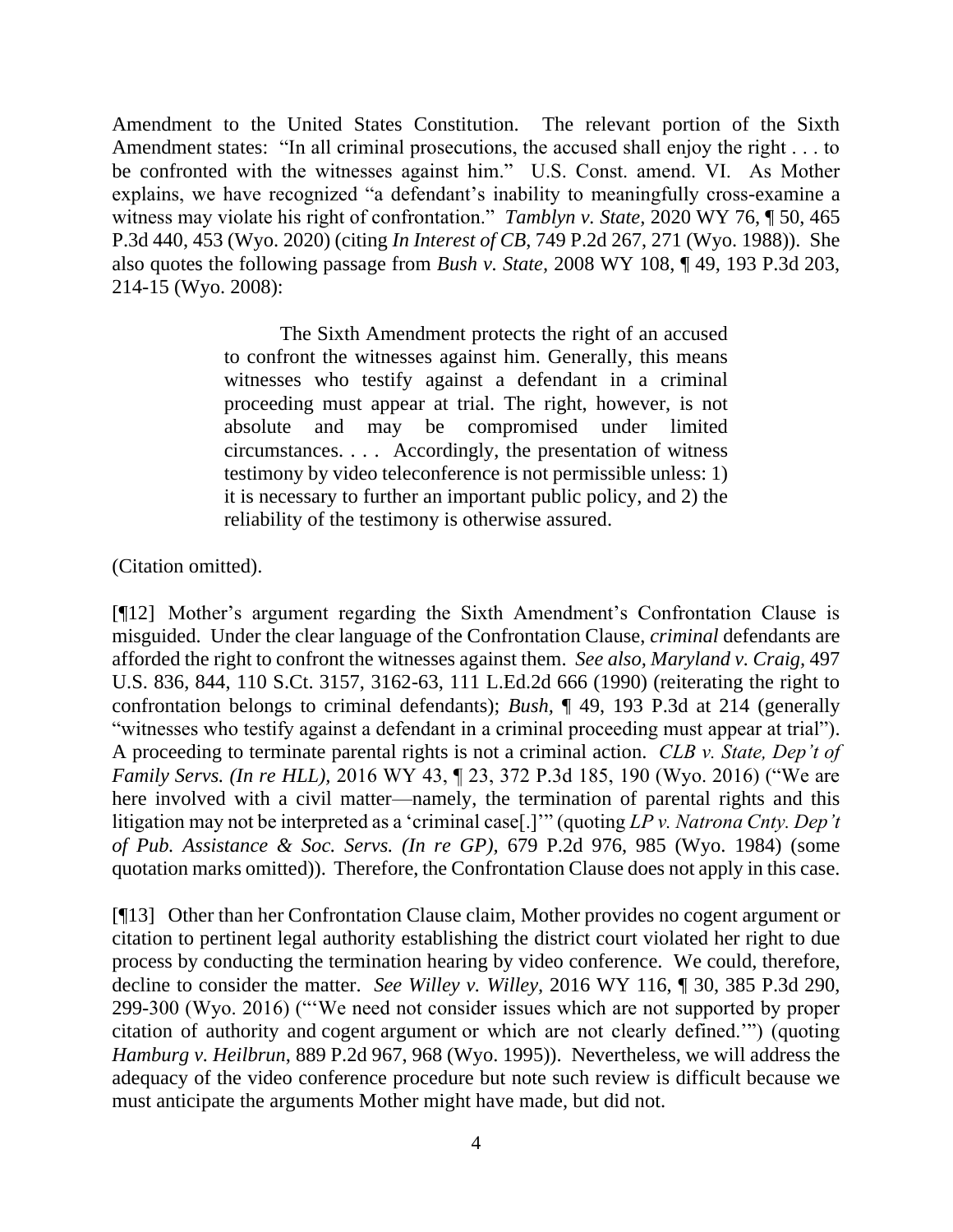Amendment to the United States Constitution. The relevant portion of the Sixth Amendment states: "In all criminal prosecutions, the accused shall enjoy the right . . . to be confronted with the witnesses against him." U.S. Const. amend. VI. As Mother explains, we have recognized "a defendant's inability to meaningfully cross-examine a witness may violate his right of confrontation." *Tamblyn v. State,* 2020 WY 76, ¶ 50, 465 P.3d 440, 453 (Wyo. 2020) (citing *In Interest of CB,* 749 P.2d 267, 271 (Wyo. 1988)). She also quotes the following passage from *Bush v. State,* 2008 WY 108, ¶ 49, 193 P.3d 203, 214-15 (Wyo. 2008):

> The Sixth Amendment protects the right of an accused to confront the witnesses against him. Generally, this means witnesses who testify against a defendant in a criminal proceeding must appear at trial. The right, however, is not absolute and may be compromised under limited circumstances. . . . Accordingly, the presentation of witness testimony by video teleconference is not permissible unless: 1) it is necessary to further an important public policy, and 2) the reliability of the testimony is otherwise assured.

(Citation omitted).

[¶12] Mother's argument regarding the Sixth Amendment's Confrontation Clause is misguided. Under the clear language of the Confrontation Clause, *criminal* defendants are afforded the right to confront the witnesses against them. *See also, Maryland v. Craig,* 497 U.S. 836, 844, 110 S.Ct. 3157, 3162-63, 111 L.Ed.2d 666 (1990) (reiterating the right to confrontation belongs to criminal defendants); *Bush*, ¶ 49, 193 P.3d at 214 (generally "witnesses who testify against a defendant in a criminal proceeding must appear at trial"). A proceeding to terminate parental rights is not a criminal action. *CLB v. State, Dep't of Family Servs. (In re HLL),* 2016 WY 43, ¶ 23, 372 P.3d 185, 190 (Wyo. 2016) ("We are here involved with a civil matter—namely, the termination of parental rights and this litigation may not be interpreted as a 'criminal case[.]'" (quoting *LP v. Natrona Cnty. Dep't of Pub. Assistance & Soc. Servs. (In re GP),* 679 P.2d 976, 985 (Wyo. 1984) (some quotation marks omitted)). Therefore, the Confrontation Clause does not apply in this case.

[¶13] Other than her Confrontation Clause claim, Mother provides no cogent argument or citation to pertinent legal authority establishing the district court violated her right to due process by conducting the termination hearing by video conference. We could, therefore, decline to consider the matter. *See Willey v. Willey,* 2016 WY 116, ¶ 30, 385 P.3d 290, 299-300 (Wyo. 2016) ("'We need not consider issues which are not supported by proper citation of authority and cogent argument or which are not clearly defined.'") (quoting *Hamburg v. Heilbrun*, 889 P.2d 967, 968 (Wyo. 1995)). Nevertheless, we will address the adequacy of the video conference procedure but note such review is difficult because we must anticipate the arguments Mother might have made, but did not.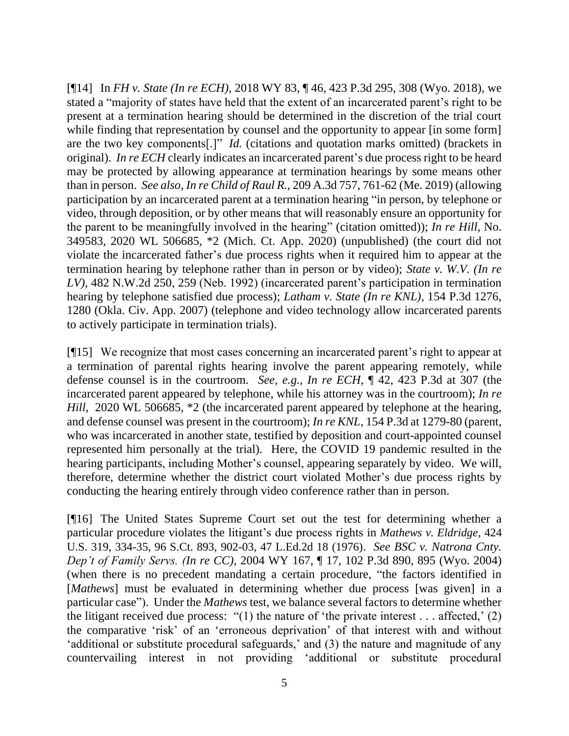[¶14] In *FH v. State (In re ECH),* 2018 WY 83, ¶ 46, 423 P.3d 295, 308 (Wyo. 2018), we stated a "majority of states have held that the extent of an incarcerated parent's right to be present at a termination hearing should be determined in the discretion of the trial court while finding that representation by counsel and the opportunity to appear [in some form] are the two key components[.]" *Id.* (citations and quotation marks omitted) (brackets in original). *In re ECH* clearly indicates an incarcerated parent's due process right to be heard may be protected by allowing appearance at termination hearings by some means other than in person. *See also, In re Child of Raul R.,* 209 A.3d 757, 761-62 (Me. 2019) (allowing participation by an incarcerated parent at a termination hearing "in person, by telephone or video, through deposition, or by other means that will reasonably ensure an opportunity for the parent to be meaningfully involved in the hearing" (citation omitted)); *In re Hill*, No. 349583, 2020 WL 506685, *2 (Mich. Ct. App. 2020) (unpublished) (the court did not violate the incarcerated father's due process rights when it required him to appear at the termination hearing by telephone rather than in person or by video); *State v. W.V. (In re LV),* 482 N.W.2d 250, 259 (Neb. 1992) (incarcerated parent's participation in termination hearing by telephone satisfied due process); *Latham v. State (In re KNL),* 154 P.3d 1276, 1280 (Okla. Civ. App. 2007) (telephone and video technology allow incarcerated parents to actively participate in termination trials).

[¶15] We recognize that most cases concerning an incarcerated parent's right to appear at a termination of parental rights hearing involve the parent appearing remotely, while defense counsel is in the courtroom. *See, e.g., In re ECH*, ¶ 42, 423 P.3d at 307 (the incarcerated parent appeared by telephone, while his attorney was in the courtroom); *In re Hill,* 2020 WL 506685, *2 (the incarcerated parent appeared by telephone at the hearing, and defense counsel was present in the courtroom); *In re KNL*, 154 P.3d at 1279-80 (parent, who was incarcerated in another state, testified by deposition and court-appointed counsel represented him personally at the trial). Here, the COVID 19 pandemic resulted in the hearing participants, including Mother's counsel, appearing separately by video. We will, therefore, determine whether the district court violated Mother's due process rights by conducting the hearing entirely through video conference rather than in person.

[¶16] The United States Supreme Court set out the test for determining whether a particular procedure violates the litigant's due process rights in *Mathews v. Eldridge*, 424 U.S. 319, 334-35, 96 S.Ct. 893, 902-03, 47 L.Ed.2d 18 (1976). *See BSC v. Natrona Cnty. Dep't of Family Servs. (In re CC),* 2004 WY 167, ¶ 17, 102 P.3d 890, 895 (Wyo. 2004) (when there is no precedent mandating a certain procedure, "the factors identified in [*Mathews*] must be evaluated in determining whether due process [was given] in a particular case"). Under the *Mathews* test, we balance several factors to determine whether the litigant received due process: "(1) the nature of 'the private interest . . . affected,' (2) the comparative 'risk' of an 'erroneous deprivation' of that interest with and without 'additional or substitute procedural safeguards,' and (3) the nature and magnitude of any countervailing interest in not providing 'additional or substitute procedural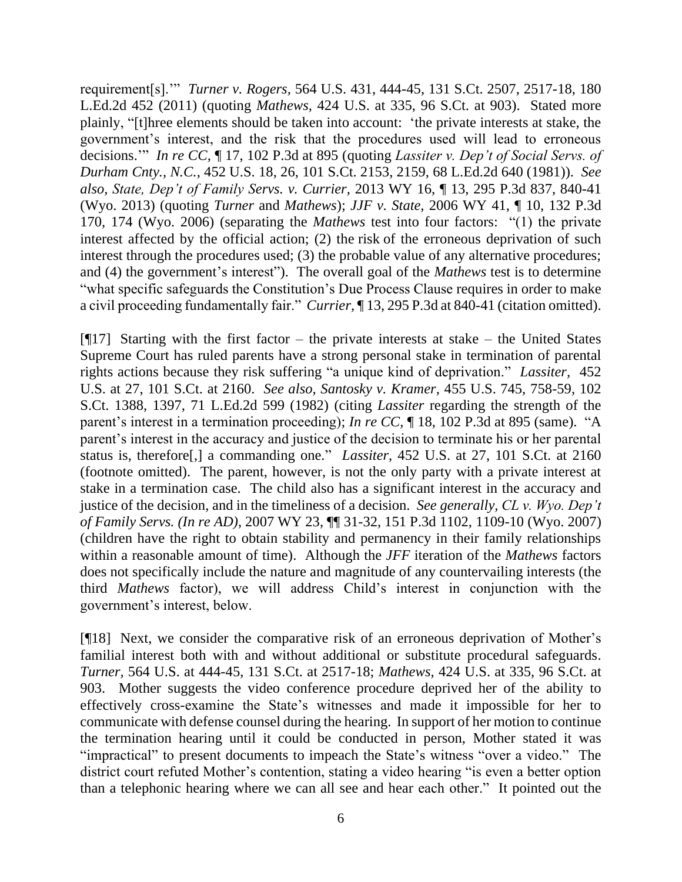requirement[s].'" *Turner v. Rogers*, 564 U.S. 431, 444-45, 131 S.Ct. 2507, 2517-18, 180 L.Ed.2d 452 (2011) (quoting *Mathews*, 424 U.S. at 335, 96 S.Ct. at 903). Stated more plainly, "[t]hree elements should be taken into account: 'the private interests at stake, the government's interest, and the risk that the procedures used will lead to erroneous decisions.'" *In re CC*, ¶ 17, 102 P.3d at 895 (quoting *Lassiter v. Dep't of Social Servs. of Durham Cnty., N.C.*, 452 U.S. 18, 26, 101 S.Ct. 2153, 2159, 68 L.Ed.2d 640 (1981)). *See also, State, Dep't of Family Servs. v. Currier*, 2013 WY 16, ¶ 13, 295 P.3d 837, 840-41 (Wyo. 2013) (quoting *Turner* and *Mathews*); *JJF v. State*, 2006 WY 41, ¶ 10, 132 P.3d 170, 174 (Wyo. 2006) (separating the *Mathews* test into four factors: "(1) the private interest affected by the official action; (2) the risk of the erroneous deprivation of such interest through the procedures used; (3) the probable value of any alternative procedures; and (4) the government's interest"). The overall goal of the *Mathews* test is to determine "what specific safeguards the Constitution's Due Process Clause requires in order to make a civil proceeding fundamentally fair." *Currier*, ¶ 13, 295 P.3d at 840-41 (citation omitted).

[¶17] Starting with the first factor – the private interests at stake – the United States Supreme Court has ruled parents have a strong personal stake in termination of parental rights actions because they risk suffering "a unique kind of deprivation." *Lassiter*, 452 U.S. at 27, 101 S.Ct. at 2160. *See also, Santosky v. Kramer*, 455 U.S. 745, 758-59, 102 S.Ct. 1388, 1397, 71 L.Ed.2d 599 (1982) (citing *Lassiter* regarding the strength of the parent's interest in a termination proceeding); *In re CC*, ¶ 18, 102 P.3d at 895 (same). "A parent's interest in the accuracy and justice of the decision to terminate his or her parental status is, therefore[,] a commanding one." *Lassiter*, 452 U.S. at 27, 101 S.Ct. at 2160 (footnote omitted). The parent, however, is not the only party with a private interest at stake in a termination case. The child also has a significant interest in the accuracy and justice of the decision, and in the timeliness of a decision. *See generally*, *CL v. Wyo. Dep't of Family Servs. (In re AD)*, 2007 WY 23, ¶¶ 31-32, 151 P.3d 1102, 1109-10 (Wyo. 2007) (children have the right to obtain stability and permanency in their family relationships within a reasonable amount of time). Although the *JFF* iteration of the *Mathews* factors does not specifically include the nature and magnitude of any countervailing interests (the third *Mathews* factor), we will address Child's interest in conjunction with the government's interest, below.

[¶18] Next, we consider the comparative risk of an erroneous deprivation of Mother's familial interest both with and without additional or substitute procedural safeguards. *Turner*, 564 U.S. at 444-45, 131 S.Ct. at 2517-18; *Mathews*, 424 U.S. at 335, 96 S.Ct. at 903. Mother suggests the video conference procedure deprived her of the ability to effectively cross-examine the State's witnesses and made it impossible for her to communicate with defense counsel during the hearing. In support of her motion to continue the termination hearing until it could be conducted in person, Mother stated it was "impractical" to present documents to impeach the State's witness "over a video." The district court refuted Mother's contention, stating a video hearing "is even a better option than a telephonic hearing where we can all see and hear each other." It pointed out the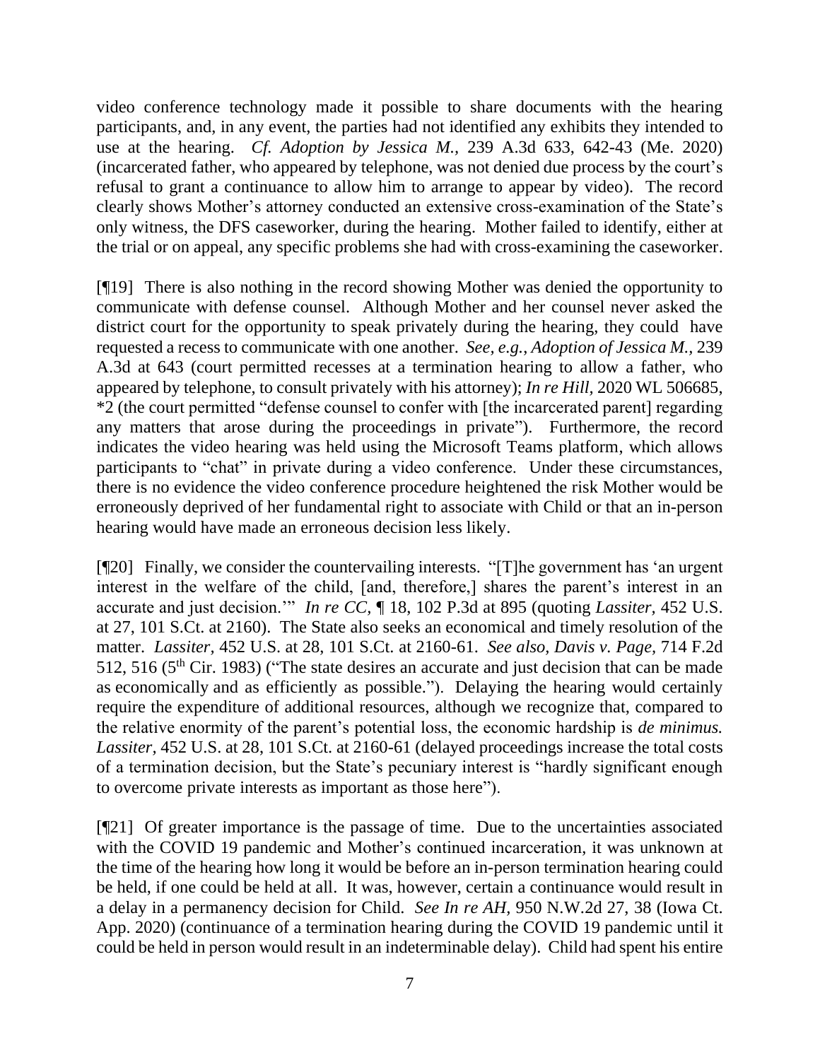video conference technology made it possible to share documents with the hearing participants, and, in any event, the parties had not identified any exhibits they intended to use at the hearing. *Cf. Adoption by Jessica M.*, 239 A.3d 633, 642-43 (Me. 2020) (incarcerated father, who appeared by telephone, was not denied due process by the court's refusal to grant a continuance to allow him to arrange to appear by video). The record clearly shows Mother's attorney conducted an extensive cross-examination of the State's only witness, the DFS caseworker, during the hearing. Mother failed to identify, either at the trial or on appeal, any specific problems she had with cross-examining the caseworker.

[¶19] There is also nothing in the record showing Mother was denied the opportunity to communicate with defense counsel. Although Mother and her counsel never asked the district court for the opportunity to speak privately during the hearing, they could have requested a recess to communicate with one another. *See, e.g.*, *Adoption of Jessica M.*, 239 A.3d at 643 (court permitted recesses at a termination hearing to allow a father, who appeared by telephone, to consult privately with his attorney); *In re Hill*, 2020 WL 506685, *2 (the court permitted "defense counsel to confer with [the incarcerated parent] regarding any matters that arose during the proceedings in private"). Furthermore, the record indicates the video hearing was held using the Microsoft Teams platform, which allows participants to "chat" in private during a video conference. Under these circumstances, there is no evidence the video conference procedure heightened the risk Mother would be erroneously deprived of her fundamental right to associate with Child or that an in-person hearing would have made an erroneous decision less likely.

[¶20] Finally, we consider the countervailing interests. "[T]he government has 'an urgent interest in the welfare of the child, [and, therefore,] shares the parent's interest in an accurate and just decision.'" *In re CC*, ¶ 18, 102 P.3d at 895 (quoting *Lassiter*, 452 U.S. at 27, 101 S.Ct. at 2160). The State also seeks an economical and timely resolution of the matter. *Lassiter*, 452 U.S. at 28, 101 S.Ct. at 2160-61. *See also*, *Davis v. Page*, 714 F.2d 512, 516 (5th Cir. 1983) ("The state desires an accurate and just decision that can be made as economically and as efficiently as possible."). Delaying the hearing would certainly require the expenditure of additional resources, although we recognize that, compared to the relative enormity of the parent's potential loss, the economic hardship is *de minimus. Lassiter*, 452 U.S. at 28, 101 S.Ct. at 2160-61 (delayed proceedings increase the total costs of a termination decision, but the State's pecuniary interest is "hardly significant enough to overcome private interests as important as those here").

[¶21] Of greater importance is the passage of time. Due to the uncertainties associated with the COVID 19 pandemic and Mother's continued incarceration, it was unknown at the time of the hearing how long it would be before an in-person termination hearing could be held, if one could be held at all. It was, however, certain a continuance would result in a delay in a permanency decision for Child. *See In re AH*, 950 N.W.2d 27, 38 (Iowa Ct. App. 2020) (continuance of a termination hearing during the COVID 19 pandemic until it could be held in person would result in an indeterminable delay). Child had spent his entire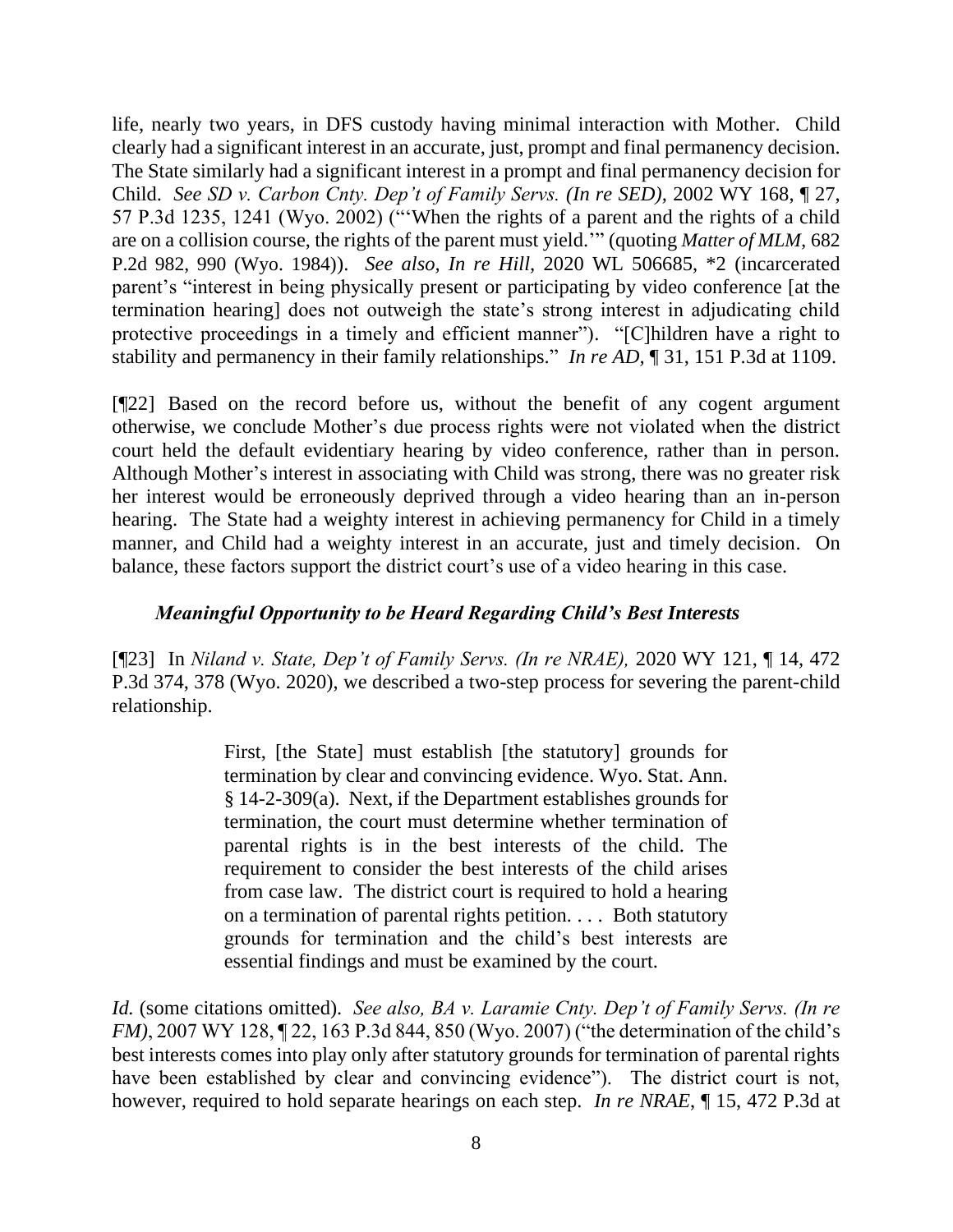life, nearly two years, in DFS custody having minimal interaction with Mother. Child clearly had a significant interest in an accurate, just, prompt and final permanency decision. The State similarly had a significant interest in a prompt and final permanency decision for Child. *See SD v. Carbon Cnty. Dep't of Family Servs. (In re SED)*, 2002 WY 168, ¶ 27, 57 P.3d 1235, 1241 (Wyo. 2002) ("'When the rights of a parent and the rights of a child are on a collision course, the rights of the parent must yield.'" (quoting *Matter of MLM*, 682 P.2d 982, 990 (Wyo. 1984)). *See also, In re Hill*, 2020 WL 506685, \*2 (incarcerated parent's "interest in being physically present or participating by video conference [at the termination hearing] does not outweigh the state's strong interest in adjudicating child protective proceedings in a timely and efficient manner"). "[C]hildren have a right to stability and permanency in their family relationships." *In re AD*, ¶ 31, 151 P.3d at 1109.

[¶22] Based on the record before us, without the benefit of any cogent argument otherwise, we conclude Mother's due process rights were not violated when the district court held the default evidentiary hearing by video conference, rather than in person. Although Mother's interest in associating with Child was strong, there was no greater risk her interest would be erroneously deprived through a video hearing than an in-person hearing. The State had a weighty interest in achieving permanency for Child in a timely manner, and Child had a weighty interest in an accurate, just and timely decision. On balance, these factors support the district court's use of a video hearing in this case.

### *Meaningful Opportunity to be Heard Regarding Child's Best Interests*

[¶23] In *Niland v. State, Dep't of Family Servs. (In re NRAE)*, 2020 WY 121, ¶ 14, 472 P.3d 374, 378 (Wyo. 2020), we described a two-step process for severing the parent-child relationship.

> First, [the State] must establish [the statutory] grounds for termination by clear and convincing evidence. Wyo. Stat. Ann. § 14-2-309(a). Next, if the Department establishes grounds for termination, the court must determine whether termination of parental rights is in the best interests of the child. The requirement to consider the best interests of the child arises from case law. The district court is required to hold a hearing on a termination of parental rights petition. . . . Both statutory grounds for termination and the child's best interests are essential findings and must be examined by the court.

*Id.* (some citations omitted). *See also, BA v. Laramie Cnty. Dep't of Family Servs. (In re FM)*, 2007 WY 128, ¶ 22, 163 P.3d 844, 850 (Wyo. 2007) ("the determination of the child's best interests comes into play only after statutory grounds for termination of parental rights have been established by clear and convincing evidence"). The district court is not, however, required to hold separate hearings on each step. *In re NRAE*, ¶ 15, 472 P.3d at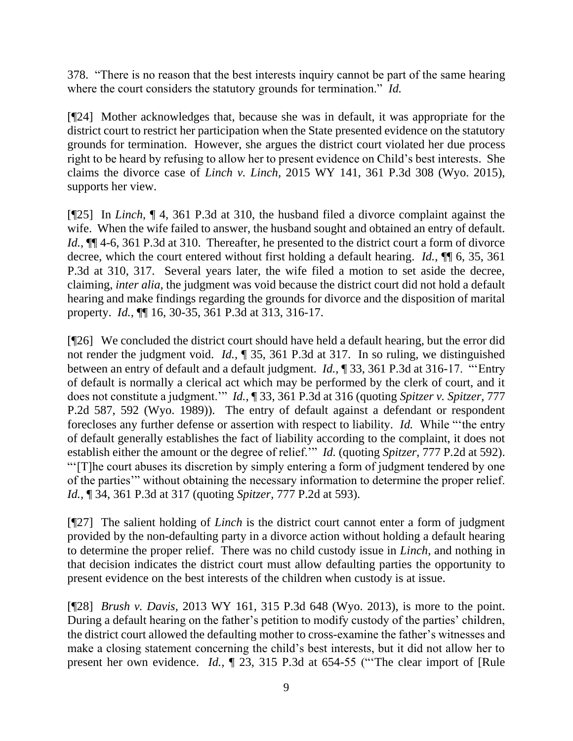378. "There is no reason that the best interests inquiry cannot be part of the same hearing where the court considers the statutory grounds for termination." *Id.*

[¶24] Mother acknowledges that, because she was in default, it was appropriate for the district court to restrict her participation when the State presented evidence on the statutory grounds for termination. However, she argues the district court violated her due process right to be heard by refusing to allow her to present evidence on Child's best interests. She claims the divorce case of *Linch v. Linch,* 2015 WY 141, 361 P.3d 308 (Wyo. 2015), supports her view.

[¶25] In *Linch,* ¶ 4, 361 P.3d at 310, the husband filed a divorce complaint against the wife. When the wife failed to answer, the husband sought and obtained an entry of default. *Id.,* ¶¶ 4-6, 361 P.3d at 310. Thereafter, he presented to the district court a form of divorce decree, which the court entered without first holding a default hearing. *Id.,* ¶¶ 6, 35, 361 P.3d at 310, 317. Several years later, the wife filed a motion to set aside the decree, claiming, *inter alia,* the judgment was void because the district court did not hold a default hearing and make findings regarding the grounds for divorce and the disposition of marital property. *Id.,* ¶¶ 16, 30-35, 361 P.3d at 313, 316-17.

[¶26] We concluded the district court should have held a default hearing, but the error did not render the judgment void. *Id.,* ¶ 35, 361 P.3d at 317. In so ruling, we distinguished between an entry of default and a default judgment. *Id.,* ¶ 33, 361 P.3d at 316-17. "'Entry of default is normally a clerical act which may be performed by the clerk of court, and it does not constitute a judgment.'" *Id.,* ¶ 33, 361 P.3d at 316 (quoting *Spitzer v. Spitzer,* 777 P.2d 587, 592 (Wyo. 1989)). The entry of default against a defendant or respondent forecloses any further defense or assertion with respect to liability. *Id.* While "'the entry of default generally establishes the fact of liability according to the complaint, it does not establish either the amount or the degree of relief.'" *Id.* (quoting *Spitzer,* 777 P.2d at 592). "'[T]he court abuses its discretion by simply entering a form of judgment tendered by one of the parties'" without obtaining the necessary information to determine the proper relief. *Id.,* ¶ 34, 361 P.3d at 317 (quoting *Spitzer,* 777 P.2d at 593).

[¶27] The salient holding of *Linch* is the district court cannot enter a form of judgment provided by the non-defaulting party in a divorce action without holding a default hearing to determine the proper relief. There was no child custody issue in *Linch*, and nothing in that decision indicates the district court must allow defaulting parties the opportunity to present evidence on the best interests of the children when custody is at issue.

[¶28] *Brush v. Davis,* 2013 WY 161, 315 P.3d 648 (Wyo. 2013), is more to the point. During a default hearing on the father's petition to modify custody of the parties' children, the district court allowed the defaulting mother to cross-examine the father's witnesses and make a closing statement concerning the child's best interests, but it did not allow her to present her own evidence. *Id.,* ¶ 23, 315 P.3d at 654-55 ("'The clear import of [Rule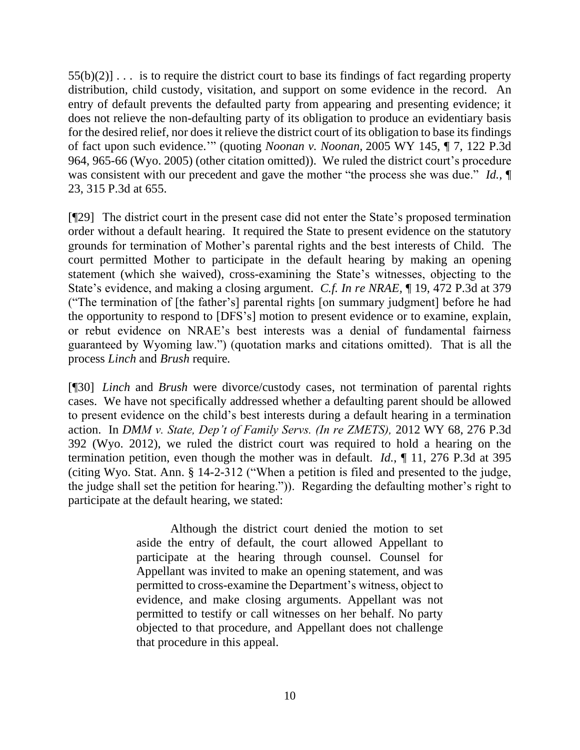55(b)(2)] . . . is to require the district court to base its findings of fact regarding property distribution, child custody, visitation, and support on some evidence in the record. An entry of default prevents the defaulted party from appearing and presenting evidence; it does not relieve the non-defaulting party of its obligation to produce an evidentiary basis for the desired relief, nor does it relieve the district court of its obligation to base its findings of fact upon such evidence.'" (quoting *Noonan v. Noonan*, 2005 WY 145, ¶ 7, 122 P.3d 964, 965-66 (Wyo. 2005) (other citation omitted)). We ruled the district court's procedure was consistent with our precedent and gave the mother "the process she was due." *Id.*, ¶ 23, 315 P.3d at 655.

[¶29] The district court in the present case did not enter the State's proposed termination order without a default hearing. It required the State to present evidence on the statutory grounds for termination of Mother's parental rights and the best interests of Child. The court permitted Mother to participate in the default hearing by making an opening statement (which she waived), cross-examining the State's witnesses, objecting to the State's evidence, and making a closing argument. *C.f. In re NRAE*, ¶ 19, 472 P.3d at 379 ("The termination of [the father's] parental rights [on summary judgment] before he had the opportunity to respond to [DFS's] motion to present evidence or to examine, explain, or rebut evidence on NRAE's best interests was a denial of fundamental fairness guaranteed by Wyoming law.") (quotation marks and citations omitted). That is all the process *Linch* and *Brush* require.

[¶30] *Linch* and *Brush* were divorce/custody cases, not termination of parental rights cases. We have not specifically addressed whether a defaulting parent should be allowed to present evidence on the child's best interests during a default hearing in a termination action. In *DMM v. State, Dep't of Family Servs. (In re ZMETS),* 2012 WY 68, 276 P.3d 392 (Wyo. 2012), we ruled the district court was required to hold a hearing on the termination petition, even though the mother was in default. *Id.*, ¶ 11, 276 P.3d at 395 (citing Wyo. Stat. Ann. § 14-2-312 ("When a petition is filed and presented to the judge, the judge shall set the petition for hearing.")). Regarding the defaulting mother's right to participate at the default hearing, we stated:

> Although the district court denied the motion to set aside the entry of default, the court allowed Appellant to participate at the hearing through counsel. Counsel for Appellant was invited to make an opening statement, and was permitted to cross-examine the Department's witness, object to evidence, and make closing arguments. Appellant was not permitted to testify or call witnesses on her behalf. No party objected to that procedure, and Appellant does not challenge that procedure in this appeal.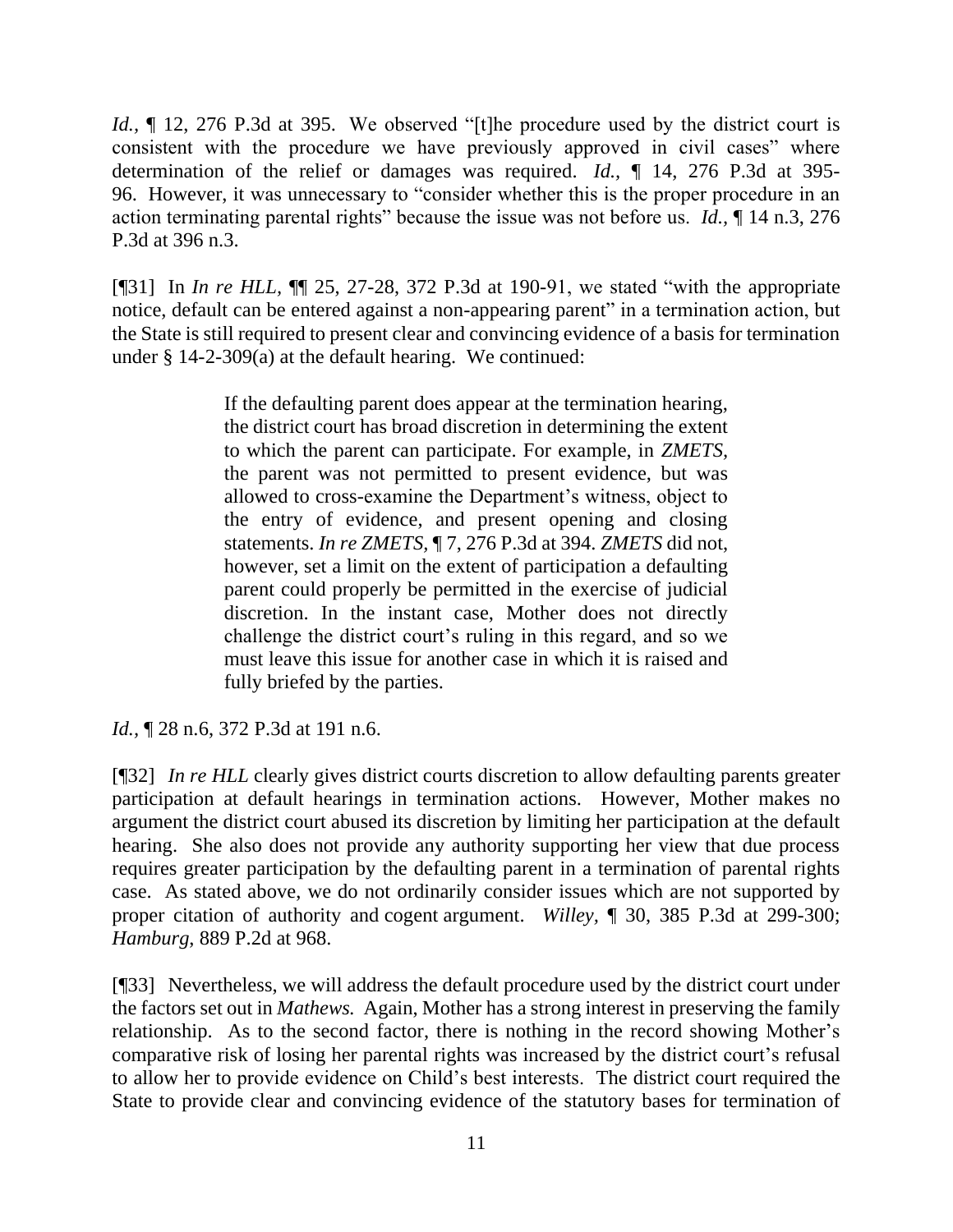*Id.*, ¶ 12, 276 P.3d at 395. We observed "[t]he procedure used by the district court is consistent with the procedure we have previously approved in civil cases" where determination of the relief or damages was required. *Id.*, ¶ 14, 276 P.3d at 395-96. However, it was unnecessary to "consider whether this is the proper procedure in an action terminating parental rights" because the issue was not before us. *Id.*, ¶ 14 n.3, 276 P.3d at 396 n.3.

[¶31] In *In re HLL*, ¶¶ 25, 27-28, 372 P.3d at 190-91, we stated "with the appropriate notice, default can be entered against a non-appearing parent" in a termination action, but the State is still required to present clear and convincing evidence of a basis for termination under § 14-2-309(a) at the default hearing. We continued:

> If the defaulting parent does appear at the termination hearing, the district court has broad discretion in determining the extent to which the parent can participate. For example, in *ZMETS*, the parent was not permitted to present evidence, but was allowed to cross-examine the Department's witness, object to the entry of evidence, and present opening and closing statements. *In re ZMETS*, ¶ 7, 276 P.3d at 394. *ZMETS* did not, however, set a limit on the extent of participation a defaulting parent could properly be permitted in the exercise of judicial discretion. In the instant case, Mother does not directly challenge the district court's ruling in this regard, and so we must leave this issue for another case in which it is raised and fully briefed by the parties.

*Id.*, ¶ 28 n.6, 372 P.3d at 191 n.6.

[¶32] *In re HLL* clearly gives district courts discretion to allow defaulting parents greater participation at default hearings in termination actions. However, Mother makes no argument the district court abused its discretion by limiting her participation at the default hearing. She also does not provide any authority supporting her view that due process requires greater participation by the defaulting parent in a termination of parental rights case. As stated above, we do not ordinarily consider issues which are not supported by proper citation of authority and cogent argument. *Willey*, ¶ 30, 385 P.3d at 299-300; *Hamburg*, 889 P.2d at 968.

[¶33] Nevertheless, we will address the default procedure used by the district court under the factors set out in *Mathews.* Again, Mother has a strong interest in preserving the family relationship. As to the second factor, there is nothing in the record showing Mother's comparative risk of losing her parental rights was increased by the district court's refusal to allow her to provide evidence on Child's best interests. The district court required the State to provide clear and convincing evidence of the statutory bases for termination of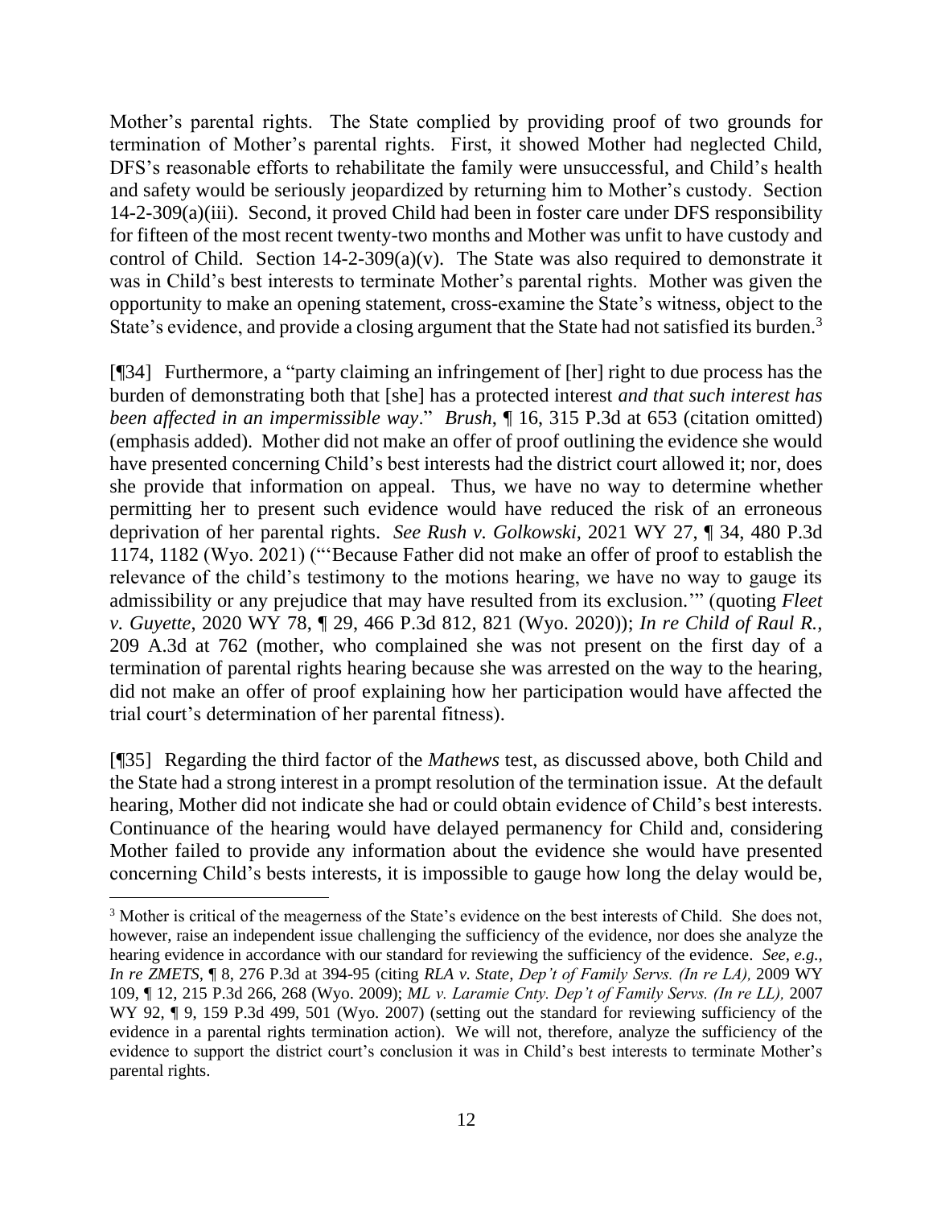Mother's parental rights. The State complied by providing proof of two grounds for termination of Mother's parental rights. First, it showed Mother had neglected Child, DFS's reasonable efforts to rehabilitate the family were unsuccessful, and Child's health and safety would be seriously jeopardized by returning him to Mother's custody. Section 14-2-309(a)(iii). Second, it proved Child had been in foster care under DFS responsibility for fifteen of the most recent twenty-two months and Mother was unfit to have custody and control of Child. Section 14-2-309(a)(v). The State was also required to demonstrate it was in Child's best interests to terminate Mother's parental rights. Mother was given the opportunity to make an opening statement, cross-examine the State's witness, object to the State's evidence, and provide a closing argument that the State had not satisfied its burden.[3]

[¶34] Furthermore, a "party claiming an infringement of [her] right to due process has the burden of demonstrating both that [she] has a protected interest *and that such interest has been affected in an impermissible way*." *Brush*, ¶ 16, 315 P.3d at 653 (citation omitted) (emphasis added). Mother did not make an offer of proof outlining the evidence she would have presented concerning Child's best interests had the district court allowed it; nor, does she provide that information on appeal. Thus, we have no way to determine whether permitting her to present such evidence would have reduced the risk of an erroneous deprivation of her parental rights. *See Rush v. Golkowski,* 2021 WY 27, ¶ 34, 480 P.3d 1174, 1182 (Wyo. 2021) ("'Because Father did not make an offer of proof to establish the relevance of the child's testimony to the motions hearing, we have no way to gauge its admissibility or any prejudice that may have resulted from its exclusion.'" (quoting *Fleet v. Guyette*, 2020 WY 78, ¶ 29, 466 P.3d 812, 821 (Wyo. 2020)); *In re Child of Raul R.,* 209 A.3d at 762 (mother, who complained she was not present on the first day of a termination of parental rights hearing because she was arrested on the way to the hearing, did not make an offer of proof explaining how her participation would have affected the trial court's determination of her parental fitness).

[¶35] Regarding the third factor of the *Mathews* test, as discussed above, both Child and the State had a strong interest in a prompt resolution of the termination issue. At the default hearing, Mother did not indicate she had or could obtain evidence of Child's best interests. Continuance of the hearing would have delayed permanency for Child and, considering Mother failed to provide any information about the evidence she would have presented concerning Child's bests interests, it is impossible to gauge how long the delay would be,

---

[3] Mother is critical of the meagerness of the State's evidence on the best interests of Child. She does not, however, raise an independent issue challenging the sufficiency of the evidence, nor does she analyze the hearing evidence in accordance with our standard for reviewing the sufficiency of the evidence. *See, e.g., In re ZMETS*, ¶ 8, 276 P.3d at 394-95 (citing *RLA v. State, Dep't of Family Servs. (In re LA),* 2009 WY 109, ¶ 12, 215 P.3d 266, 268 (Wyo. 2009); *ML v. Laramie Cnty. Dep't of Family Servs. (In re LL),* 2007 WY 92, ¶ 9, 159 P.3d 499, 501 (Wyo. 2007) (setting out the standard for reviewing sufficiency of the evidence in a parental rights termination action). We will not, therefore, analyze the sufficiency of the evidence to support the district court's conclusion it was in Child's best interests to terminate Mother's parental rights.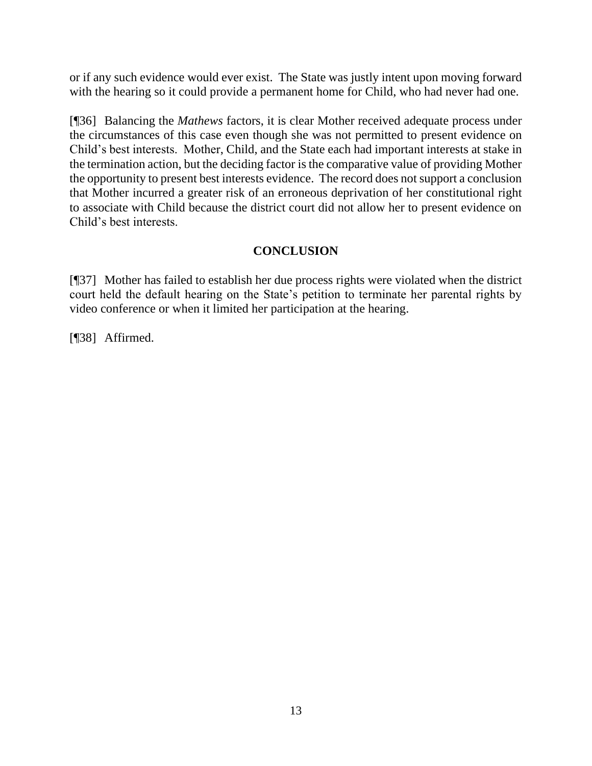or if any such evidence would ever exist. The State was justly intent upon moving forward with the hearing so it could provide a permanent home for Child, who had never had one.

[¶36] Balancing the *Mathews* factors, it is clear Mother received adequate process under the circumstances of this case even though she was not permitted to present evidence on Child's best interests. Mother, Child, and the State each had important interests at stake in the termination action, but the deciding factor is the comparative value of providing Mother the opportunity to present best interests evidence. The record does not support a conclusion that Mother incurred a greater risk of an erroneous deprivation of her constitutional right to associate with Child because the district court did not allow her to present evidence on Child's best interests.

## CONCLUSION

[¶37] Mother has failed to establish her due process rights were violated when the district court held the default hearing on the State's petition to terminate her parental rights by video conference or when it limited her participation at the hearing.

[¶38] Affirmed.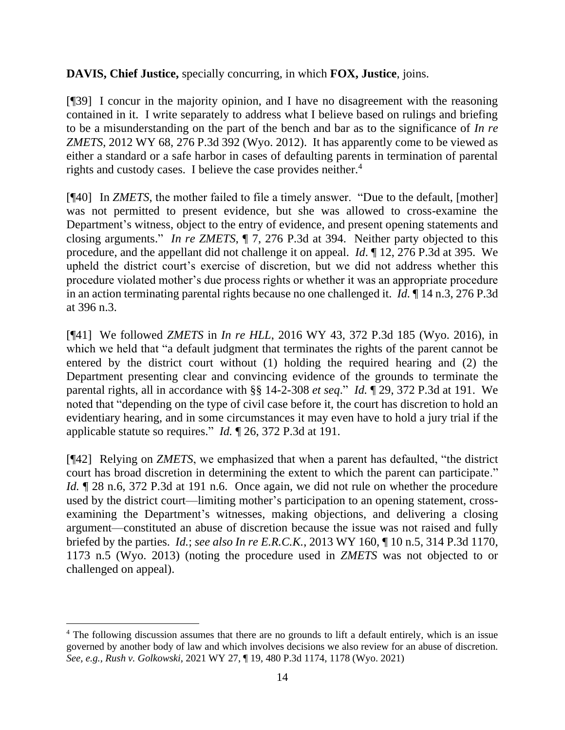**DAVIS, Chief Justice,** specially concurring, in which **FOX, Justice**, joins.

[¶39] I concur in the majority opinion, and I have no disagreement with the reasoning contained in it. I write separately to address what I believe based on rulings and briefing to be a misunderstanding on the part of the bench and bar as to the significance of *In re ZMETS*, 2012 WY 68, 276 P.3d 392 (Wyo. 2012). It has apparently come to be viewed as either a standard or a safe harbor in cases of defaulting parents in termination of parental rights and custody cases. I believe the case provides neither.[4]

[¶40] In *ZMETS*, the mother failed to file a timely answer. "Due to the default, [mother] was not permitted to present evidence, but she was allowed to cross-examine the Department's witness, object to the entry of evidence, and present opening statements and closing arguments." *In re ZMETS*, ¶ 7, 276 P.3d at 394. Neither party objected to this procedure, and the appellant did not challenge it on appeal. *Id*. ¶ 12, 276 P.3d at 395. We upheld the district court's exercise of discretion, but we did not address whether this procedure violated mother's due process rights or whether it was an appropriate procedure in an action terminating parental rights because no one challenged it. *Id.* ¶ 14 n.3, 276 P.3d at 396 n.3.

[¶41] We followed *ZMETS* in *In re HLL*, 2016 WY 43, 372 P.3d 185 (Wyo. 2016), in which we held that "a default judgment that terminates the rights of the parent cannot be entered by the district court without (1) holding the required hearing and (2) the Department presenting clear and convincing evidence of the grounds to terminate the parental rights, all in accordance with §§ 14-2-308 *et seq*." *Id.* ¶ 29, 372 P.3d at 191. We noted that "depending on the type of civil case before it, the court has discretion to hold an evidentiary hearing, and in some circumstances it may even have to hold a jury trial if the applicable statute so requires." *Id.* ¶ 26, 372 P.3d at 191.

[¶42] Relying on *ZMETS*, we emphasized that when a parent has defaulted, "the district court has broad discretion in determining the extent to which the parent can participate." *Id.* ¶ 28 n.6, 372 P.3d at 191 n.6. Once again, we did not rule on whether the procedure used by the district court—limiting mother's participation to an opening statement, cross-examining the Department's witnesses, making objections, and delivering a closing argument—constituted an abuse of discretion because the issue was not raised and fully briefed by the parties. *Id.*; *see also In re E.R.C.K.*, 2013 WY 160, ¶ 10 n.5, 314 P.3d 1170, 1173 n.5 (Wyo. 2013) (noting the procedure used in *ZMETS* was not objected to or challenged on appeal).

---

[4] The following discussion assumes that there are no grounds to lift a default entirely, which is an issue governed by another body of law and which involves decisions we also review for an abuse of discretion. *See, e.g.*, *Rush v. Golkowski*, 2021 WY 27, ¶ 19, 480 P.3d 1174, 1178 (Wyo. 2021)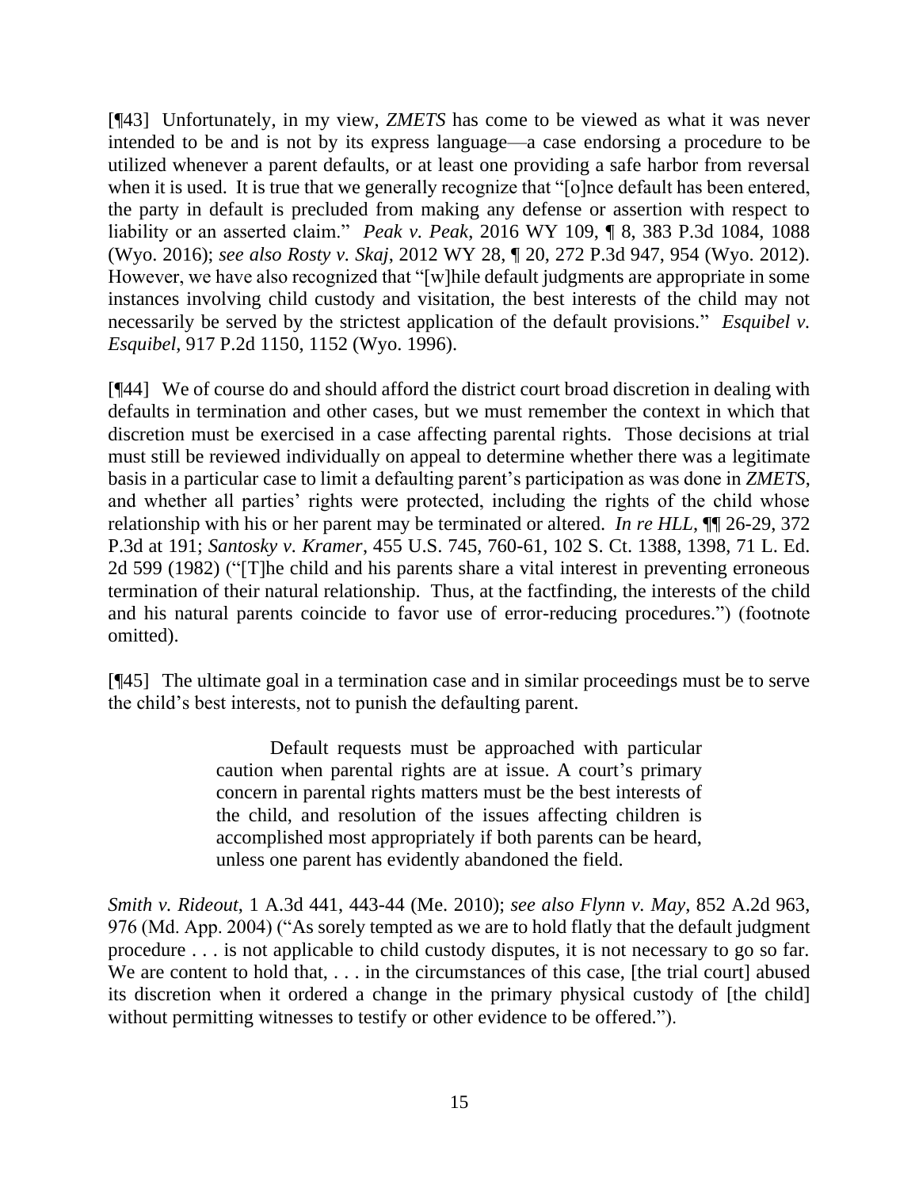[¶43] Unfortunately, in my view, *ZMETS* has come to be viewed as what it was never intended to be and is not by its express language—a case endorsing a procedure to be utilized whenever a parent defaults, or at least one providing a safe harbor from reversal when it is used. It is true that we generally recognize that "[o]nce default has been entered, the party in default is precluded from making any defense or assertion with respect to liability or an asserted claim." *Peak v. Peak*, 2016 WY 109, ¶ 8, 383 P.3d 1084, 1088 (Wyo. 2016); *see also Rosty v. Skaj*, 2012 WY 28, ¶ 20, 272 P.3d 947, 954 (Wyo. 2012). However, we have also recognized that "[w]hile default judgments are appropriate in some instances involving child custody and visitation, the best interests of the child may not necessarily be served by the strictest application of the default provisions." *Esquibel v. Esquibel*, 917 P.2d 1150, 1152 (Wyo. 1996).

[¶44] We of course do and should afford the district court broad discretion in dealing with defaults in termination and other cases, but we must remember the context in which that discretion must be exercised in a case affecting parental rights. Those decisions at trial must still be reviewed individually on appeal to determine whether there was a legitimate basis in a particular case to limit a defaulting parent's participation as was done in *ZMETS*, and whether all parties' rights were protected, including the rights of the child whose relationship with his or her parent may be terminated or altered. *In re HLL*, ¶¶ 26-29, 372 P.3d at 191; *Santosky v. Kramer*, 455 U.S. 745, 760-61, 102 S. Ct. 1388, 1398, 71 L. Ed. 2d 599 (1982) ("[T]he child and his parents share a vital interest in preventing erroneous termination of their natural relationship. Thus, at the factfinding, the interests of the child and his natural parents coincide to favor use of error-reducing procedures.") (footnote omitted).

[¶45] The ultimate goal in a termination case and in similar proceedings must be to serve the child's best interests, not to punish the defaulting parent.

> Default requests must be approached with particular caution when parental rights are at issue. A court's primary concern in parental rights matters must be the best interests of the child, and resolution of the issues affecting children is accomplished most appropriately if both parents can be heard, unless one parent has evidently abandoned the field.

*Smith v. Rideout*, 1 A.3d 441, 443-44 (Me. 2010); *see also Flynn v. May*, 852 A.2d 963, 976 (Md. App. 2004) ("As sorely tempted as we are to hold flatly that the default judgment procedure . . . is not applicable to child custody disputes, it is not necessary to go so far. We are content to hold that, . . . in the circumstances of this case, [the trial court] abused its discretion when it ordered a change in the primary physical custody of [the child] without permitting witnesses to testify or other evidence to be offered.").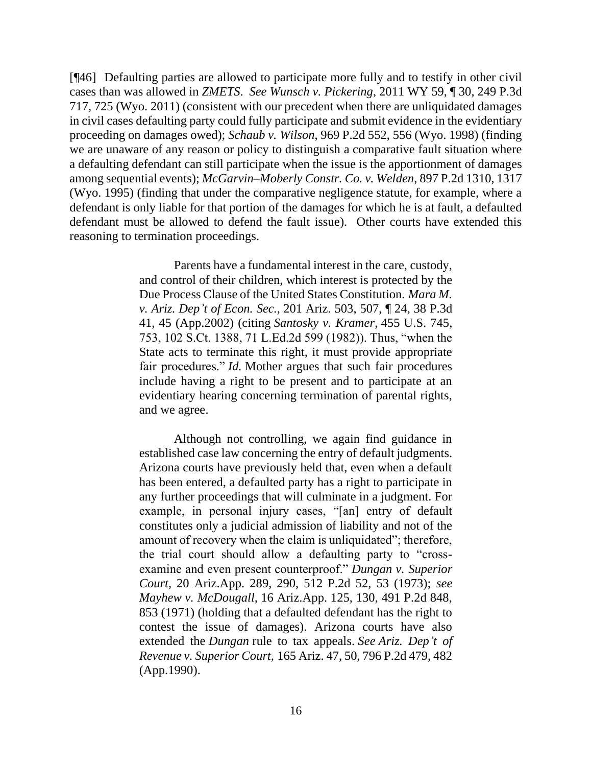[¶46] Defaulting parties are allowed to participate more fully and to testify in other civil cases than was allowed in *ZMETS*. *See Wunsch v. Pickering*, 2011 WY 59, ¶ 30, 249 P.3d 717, 725 (Wyo. 2011) (consistent with our precedent when there are unliquidated damages in civil cases defaulting party could fully participate and submit evidence in the evidentiary proceeding on damages owed); *Schaub v. Wilson*, 969 P.2d 552, 556 (Wyo. 1998) (finding we are unaware of any reason or policy to distinguish a comparative fault situation where a defaulting defendant can still participate when the issue is the apportionment of damages among sequential events); *McGarvin–Moberly Constr. Co. v. Welden*, 897 P.2d 1310, 1317 (Wyo. 1995) (finding that under the comparative negligence statute, for example, where a defendant is only liable for that portion of the damages for which he is at fault, a defaulted defendant must be allowed to defend the fault issue). Other courts have extended this reasoning to termination proceedings.

> Parents have a fundamental interest in the care, custody, and control of their children, which interest is protected by the Due Process Clause of the United States Constitution. *Mara M. v. Ariz. Dep't of Econ. Sec.*, 201 Ariz. 503, 507, ¶ 24, 38 P.3d 41, 45 (App.2002) (citing *Santosky v. Kramer*, 455 U.S. 745, 753, 102 S.Ct. 1388, 71 L.Ed.2d 599 (1982)). Thus, "when the State acts to terminate this right, it must provide appropriate fair procedures." *Id.* Mother argues that such fair procedures include having a right to be present and to participate at an evidentiary hearing concerning termination of parental rights, and we agree.
>
> Although not controlling, we again find guidance in established case law concerning the entry of default judgments. Arizona courts have previously held that, even when a default has been entered, a defaulted party has a right to participate in any further proceedings that will culminate in a judgment. For example, in personal injury cases, "[an] entry of default constitutes only a judicial admission of liability and not of the amount of recovery when the claim is unliquidated"; therefore, the trial court should allow a defaulting party to "cross-examine and even present counterproof." *Dungan v. Superior Court*, 20 Ariz.App. 289, 290, 512 P.2d 52, 53 (1973); *see Mayhew v. McDougall*, 16 Ariz.App. 125, 130, 491 P.2d 848, 853 (1971) (holding that a defaulted defendant has the right to contest the issue of damages). Arizona courts have also extended the *Dungan* rule to tax appeals. *See Ariz. Dep't of Revenue v. Superior Court*, 165 Ariz. 47, 50, 796 P.2d 479, 482 (App.1990).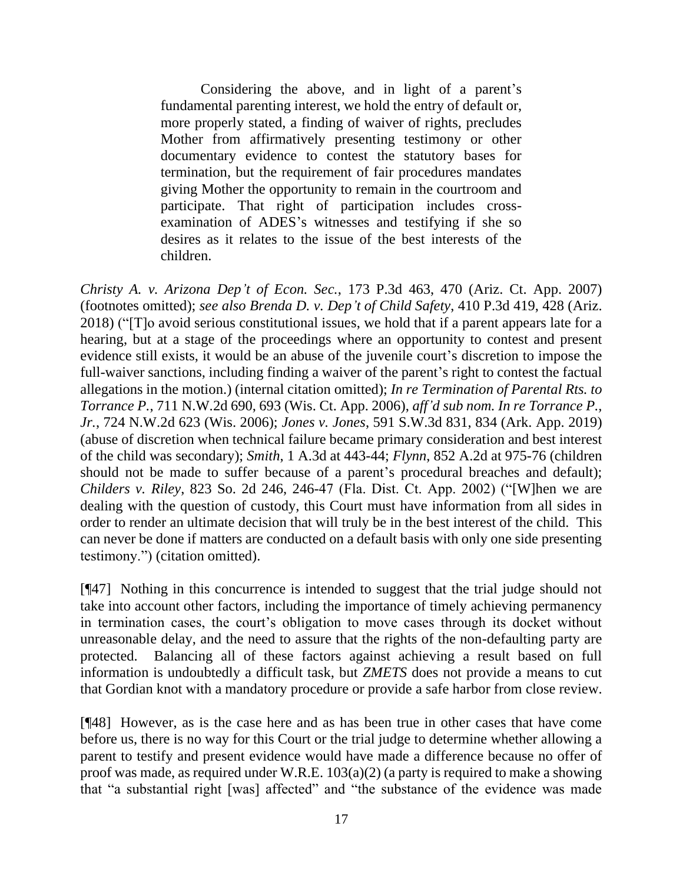> Considering the above, and in light of a parent's fundamental parenting interest, we hold the entry of default or, more properly stated, a finding of waiver of rights, precludes Mother from affirmatively presenting testimony or other documentary evidence to contest the statutory bases for termination, but the requirement of fair procedures mandates giving Mother the opportunity to remain in the courtroom and participate. That right of participation includes cross-examination of ADES's witnesses and testifying if she so desires as it relates to the issue of the best interests of the children.

*Christy A. v. Arizona Dep't of Econ. Sec.*, 173 P.3d 463, 470 (Ariz. Ct. App. 2007) (footnotes omitted); *see also Brenda D. v. Dep't of Child Safety*, 410 P.3d 419, 428 (Ariz. 2018) ("[T]o avoid serious constitutional issues, we hold that if a parent appears late for a hearing, but at a stage of the proceedings where an opportunity to contest and present evidence still exists, it would be an abuse of the juvenile court's discretion to impose the full-waiver sanctions, including finding a waiver of the parent's right to contest the factual allegations in the motion.) (internal citation omitted); *In re Termination of Parental Rts. to Torrance P.*, 711 N.W.2d 690, 693 (Wis. Ct. App. 2006), *aff'd sub nom. In re Torrance P., Jr.*, 724 N.W.2d 623 (Wis. 2006); *Jones v. Jones*, 591 S.W.3d 831, 834 (Ark. App. 2019) (abuse of discretion when technical failure became primary consideration and best interest of the child was secondary); *Smith*, 1 A.3d at 443-44; *Flynn*, 852 A.2d at 975-76 (children should not be made to suffer because of a parent's procedural breaches and default); *Childers v. Riley*, 823 So. 2d 246, 246-47 (Fla. Dist. Ct. App. 2002) ("[W]hen we are dealing with the question of custody, this Court must have information from all sides in order to render an ultimate decision that will truly be in the best interest of the child. This can never be done if matters are conducted on a default basis with only one side presenting testimony.") (citation omitted).

[¶47] Nothing in this concurrence is intended to suggest that the trial judge should not take into account other factors, including the importance of timely achieving permanency in termination cases, the court's obligation to move cases through its docket without unreasonable delay, and the need to assure that the rights of the non-defaulting party are protected. Balancing all of these factors against achieving a result based on full information is undoubtedly a difficult task, but *ZMETS* does not provide a means to cut that Gordian knot with a mandatory procedure or provide a safe harbor from close review.

[¶48] However, as is the case here and as has been true in other cases that have come before us, there is no way for this Court or the trial judge to determine whether allowing a parent to testify and present evidence would have made a difference because no offer of proof was made, as required under W.R.E. 103(a)(2) (a party is required to make a showing that "a substantial right [was] affected" and "the substance of the evidence was made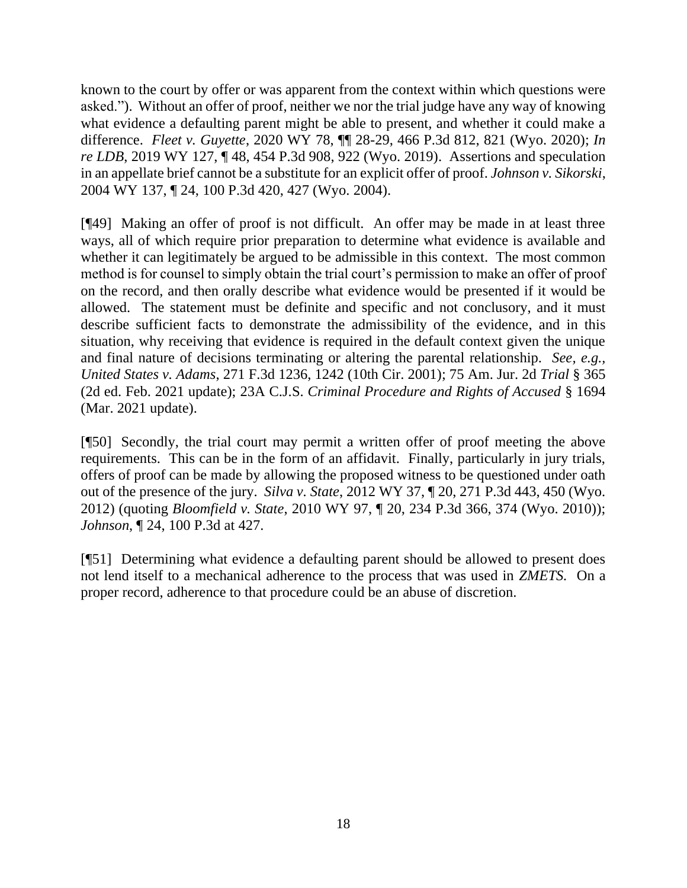known to the court by offer or was apparent from the context within which questions were asked."). Without an offer of proof, neither we nor the trial judge have any way of knowing what evidence a defaulting parent might be able to present, and whether it could make a difference. *Fleet v. Guyette*, 2020 WY 78, ¶¶ 28-29, 466 P.3d 812, 821 (Wyo. 2020); *In re LDB*, 2019 WY 127, ¶ 48, 454 P.3d 908, 922 (Wyo. 2019). Assertions and speculation in an appellate brief cannot be a substitute for an explicit offer of proof. *Johnson v. Sikorski*, 2004 WY 137, ¶ 24, 100 P.3d 420, 427 (Wyo. 2004).

[¶49] Making an offer of proof is not difficult. An offer may be made in at least three ways, all of which require prior preparation to determine what evidence is available and whether it can legitimately be argued to be admissible in this context. The most common method is for counsel to simply obtain the trial court's permission to make an offer of proof on the record, and then orally describe what evidence would be presented if it would be allowed. The statement must be definite and specific and not conclusory, and it must describe sufficient facts to demonstrate the admissibility of the evidence, and in this situation, why receiving that evidence is required in the default context given the unique and final nature of decisions terminating or altering the parental relationship. *See, e.g.*, *United States v. Adams*, 271 F.3d 1236, 1242 (10th Cir. 2001); 75 Am. Jur. 2d *Trial* § 365 (2d ed. Feb. 2021 update); 23A C.J.S. *Criminal Procedure and Rights of Accused* § 1694 (Mar. 2021 update).

[¶50] Secondly, the trial court may permit a written offer of proof meeting the above requirements. This can be in the form of an affidavit. Finally, particularly in jury trials, offers of proof can be made by allowing the proposed witness to be questioned under oath out of the presence of the jury. *Silva v. State*, 2012 WY 37, ¶ 20, 271 P.3d 443, 450 (Wyo. 2012) (quoting *Bloomfield v. State*, 2010 WY 97, ¶ 20, 234 P.3d 366, 374 (Wyo. 2010)); *Johnson*, ¶ 24, 100 P.3d at 427.

[¶51] Determining what evidence a defaulting parent should be allowed to present does not lend itself to a mechanical adherence to the process that was used in *ZMETS.* On a proper record, adherence to that procedure could be an abuse of discretion.